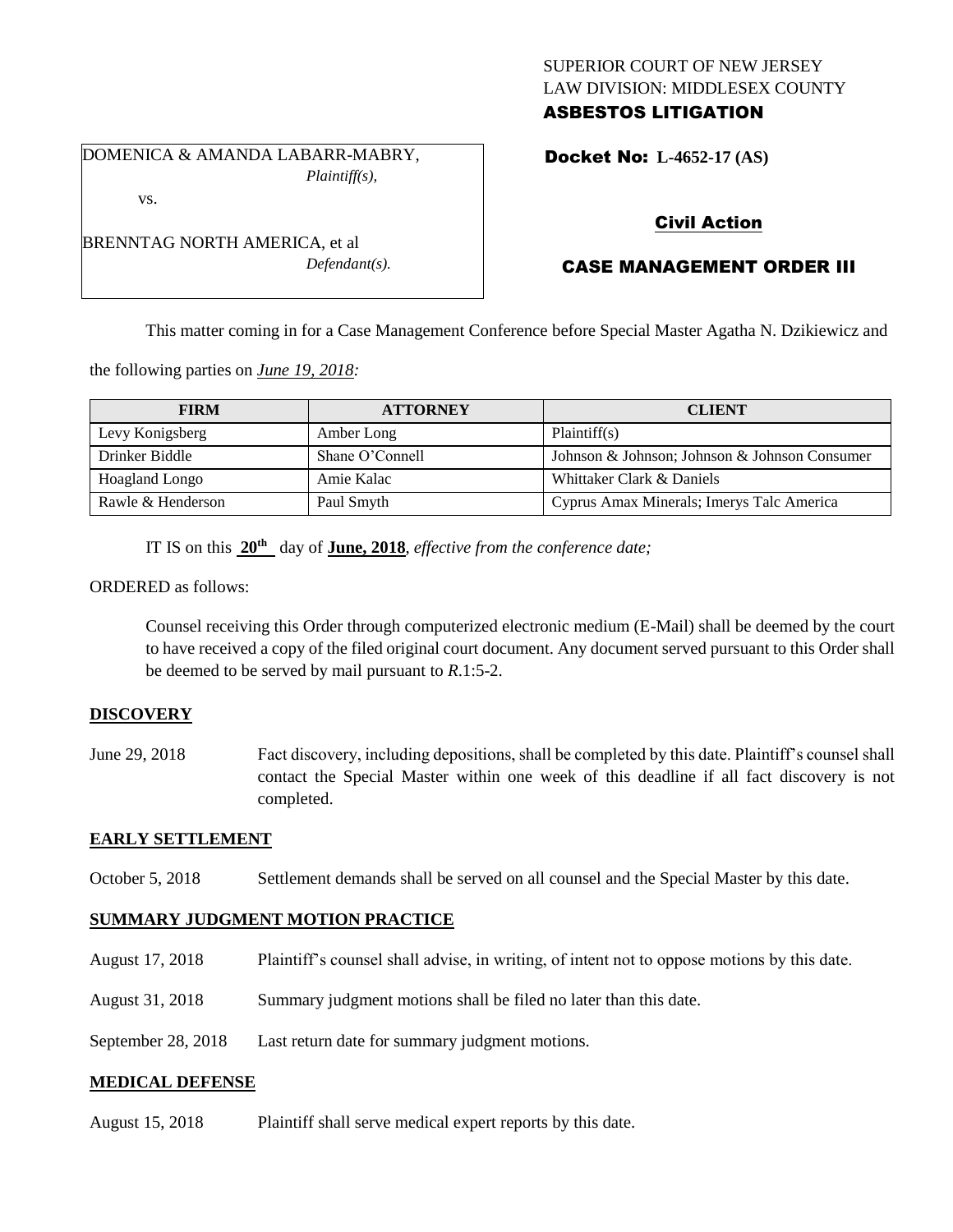SUPERIOR COURT OF NEW JERSEY
LAW DIVISION: MIDDLESEX COUNTY
**ASBESTOS LITIGATION**

DOMENICA & AMANDA LABARR-MABRY,
*Plaintiff(s),*

vs.

BRENNTAG NORTH AMERICA, et al
*Defendant(s).*

**Docket No: L-4652-17 (AS)**

**Civil Action**

**CASE MANAGEMENT ORDER III**

This matter coming in for a Case Management Conference before Special Master Agatha N. Dzikiewicz and the following parties on *June 19, 2018:*

| FIRM | ATTORNEY | CLIENT |
|---|---|---|
| Levy Konigsberg | Amber Long | Plaintiff(s) |
| Drinker Biddle | Shane O'Connell | Johnson & Johnson; Johnson & Johnson Consumer |
| Hoagland Longo | Amie Kalac | Whittaker Clark & Daniels |
| Rawle & Henderson | Paul Smyth | Cyprus Amax Minerals; Imerys Talc America |

IT IS on this **20th** day of **June, 2018**, *effective from the conference date;*

ORDERED as follows:

Counsel receiving this Order through computerized electronic medium (E-Mail) shall be deemed by the court to have received a copy of the filed original court document. Any document served pursuant to this Order shall be deemed to be served by mail pursuant to *R*.1:5-2.

**DISCOVERY**

June 29, 2018 — Fact discovery, including depositions, shall be completed by this date. Plaintiff's counsel shall contact the Special Master within one week of this deadline if all fact discovery is not completed.

**EARLY SETTLEMENT**

October 5, 2018 — Settlement demands shall be served on all counsel and the Special Master by this date.

**SUMMARY JUDGMENT MOTION PRACTICE**

August 17, 2018 — Plaintiff's counsel shall advise, in writing, of intent not to oppose motions by this date.

August 31, 2018 — Summary judgment motions shall be filed no later than this date.

September 28, 2018 — Last return date for summary judgment motions.

**MEDICAL DEFENSE**

August 15, 2018 — Plaintiff shall serve medical expert reports by this date.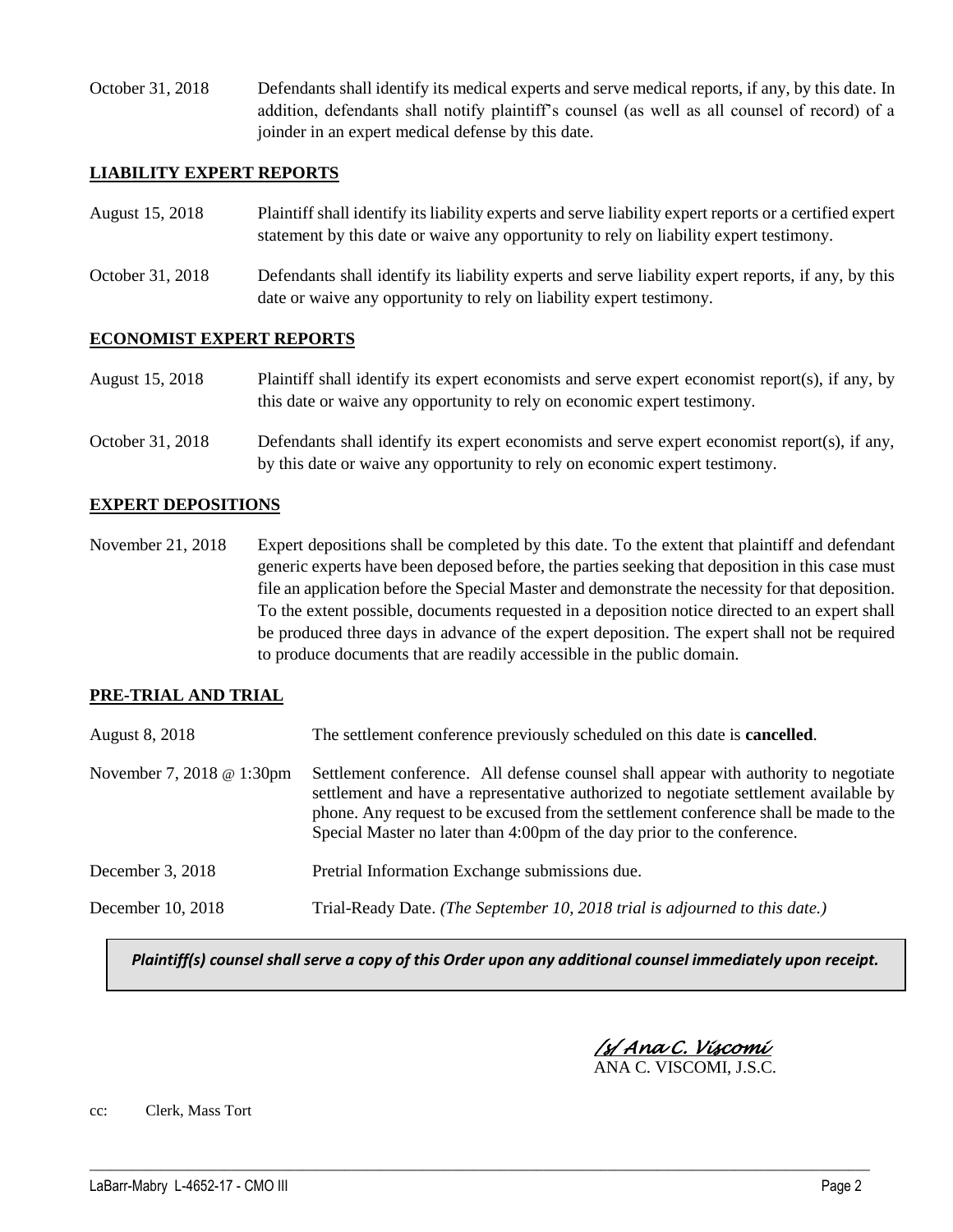| | |
|---|---|
| October 31, 2018 | Defendants shall identify its medical experts and serve medical reports, if any, by this date. In addition, defendants shall notify plaintiff's counsel (as well as all counsel of record) of a joinder in an expert medical defense by this date. |

## LIABILITY EXPERT REPORTS

| | |
|---|---|
| August 15, 2018 | Plaintiff shall identify its liability experts and serve liability expert reports or a certified expert statement by this date or waive any opportunity to rely on liability expert testimony. |
| October 31, 2018 | Defendants shall identify its liability experts and serve liability expert reports, if any, by this date or waive any opportunity to rely on liability expert testimony. |

## ECONOMIST EXPERT REPORTS

| | |
|---|---|
| August 15, 2018 | Plaintiff shall identify its expert economists and serve expert economist report(s), if any, by this date or waive any opportunity to rely on economic expert testimony. |
| October 31, 2018 | Defendants shall identify its expert economists and serve expert economist report(s), if any, by this date or waive any opportunity to rely on economic expert testimony. |

## EXPERT DEPOSITIONS

| | |
|---|---|
| November 21, 2018 | Expert depositions shall be completed by this date. To the extent that plaintiff and defendant generic experts have been deposed before, the parties seeking that deposition in this case must file an application before the Special Master and demonstrate the necessity for that deposition. To the extent possible, documents requested in a deposition notice directed to an expert shall be produced three days in advance of the expert deposition. The expert shall not be required to produce documents that are readily accessible in the public domain. |

## PRE-TRIAL AND TRIAL

| | |
|---|---|
| August 8, 2018 | The settlement conference previously scheduled on this date is **cancelled**. |
| November 7, 2018 @ 1:30pm | Settlement conference. All defense counsel shall appear with authority to negotiate settlement and have a representative authorized to negotiate settlement available by phone. Any request to be excused from the settlement conference shall be made to the Special Master no later than 4:00pm of the day prior to the conference. |
| December 3, 2018 | Pretrial Information Exchange submissions due. |
| December 10, 2018 | Trial-Ready Date. *(The September 10, 2018 trial is adjourned to this date.)* |

***Plaintiff(s) counsel shall serve a copy of this Order upon any additional counsel immediately upon receipt.***

*/s/ Ana C. Viscomi*
ANA C. VISCOMI, J.S.C.

cc: Clerk, Mass Tort